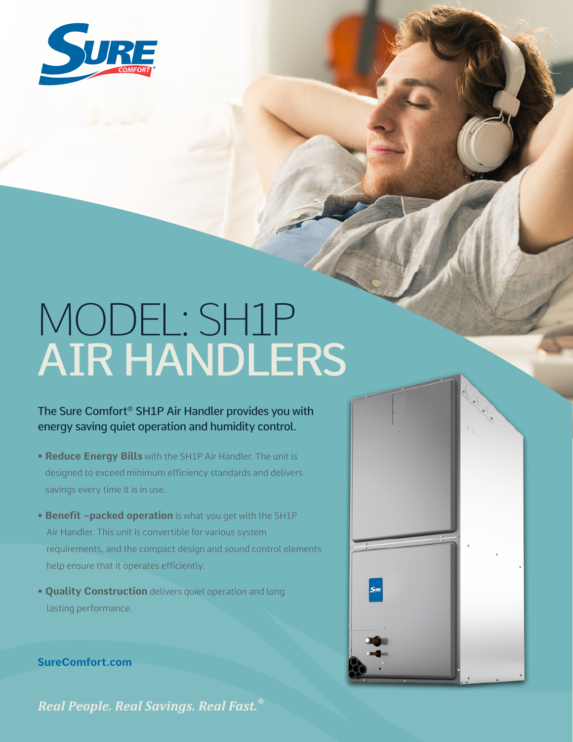# MODEL: SH1P AIR HANDLERS

The Sure Comfort® SH1P Air Handler provides you with energy saving quiet operation and humidity control.

- **Reduce Energy Bills** with the SH1P Air Handler. The unit is designed to exceed minimum efficiency standards and delivers savings every time it is in use.
- **Benefit –packed operation** is what you get with the SH1P Air Handler. This unit is convertible for various system requirements, and the compact design and sound control elements help ensure that it operates efficiently.
- **Quality Construction** delivers quiet operation and long lasting performance.

**SureComfort.com**

*Real People. Real Savings. Real Fast.®*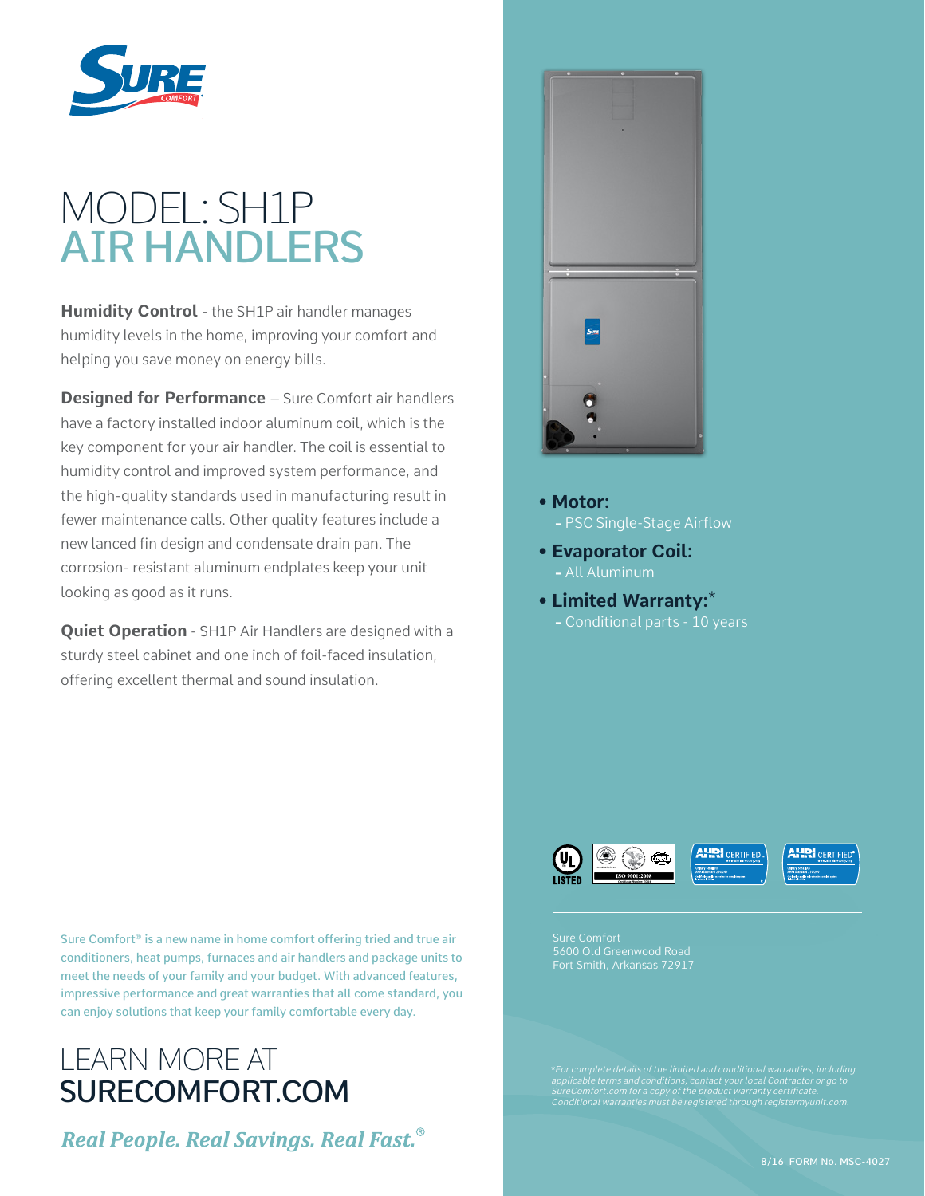# MODEL: SH1P
# AIR HANDLERS

**Humidity Control** - the SH1P air handler manages humidity levels in the home, improving your comfort and helping you save money on energy bills.

**Designed for Performance** – Sure Comfort air handlers have a factory installed indoor aluminum coil, which is the key component for your air handler. The coil is essential to humidity control and improved system performance, and the high-quality standards used in manufacturing result in fewer maintenance calls. Other quality features include a new lanced fin design and condensate drain pan. The corrosion- resistant aluminum endplates keep your unit looking as good as it runs.

**Quiet Operation** - SH1P Air Handlers are designed with a sturdy steel cabinet and one inch of foil-faced insulation, offering excellent thermal and sound insulation.

- **Motor:**
  - PSC Single-Stage Airflow
- **Evaporator Coil:**
  - All Aluminum
- **Limited Warranty:***
  - Conditional parts - 10 years

Sure Comfort® is a new name in home comfort offering tried and true air conditioners, heat pumps, furnaces and air handlers and package units to meet the needs of your family and your budget. With advanced features, impressive performance and great warranties that all come standard, you can enjoy solutions that keep your family comfortable every day.

## LEARN MORE AT SURECOMFORT.COM

*Real People. Real Savings. Real Fast.®*

Sure Comfort
5600 Old Greenwood Road
Fort Smith, Arkansas 72917

*For complete details of the limited and conditional warranties, including applicable terms and conditions, contact your local Contractor or go to SureComfort.com for a copy of the product warranty certificate. Conditional warranties must be registered through registermyunit.com.*

8/16 FORM No. MSC-4027